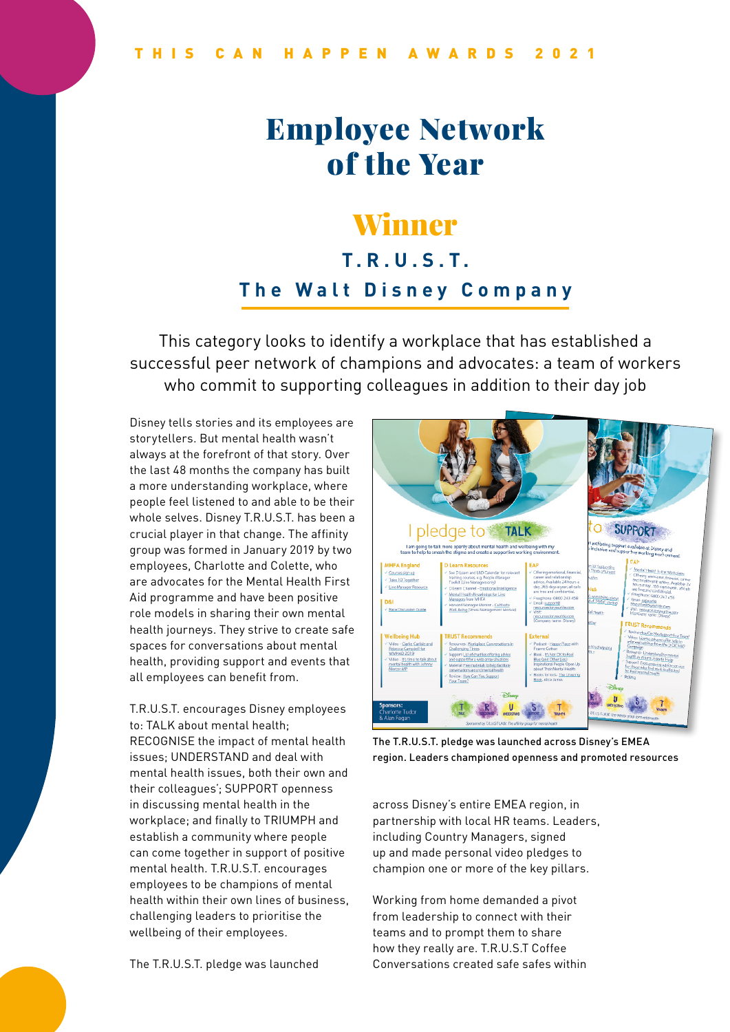THIS CAN HAPPEN AWARDS 2021

# Employee Network of the Year

## Winner

### T.R.U.S.T.

### The Walt Disney Company

This category looks to identify a workplace that has established a successful peer network of champions and advocates: a team of workers who commit to supporting colleagues in addition to their day job

Disney tells stories and its employees are storytellers. But mental health wasn't always at the forefront of that story. Over the last 48 months the company has built a more understanding workplace, where people feel listened to and able to be their whole selves. Disney T.R.U.S.T. has been a crucial player in that change. The affinity group was formed in January 2019 by two employees, Charlotte and Colette, who are advocates for the Mental Health First Aid programme and have been positive role models in sharing their own mental health journeys. They strive to create safe spaces for conversations about mental health, providing support and events that all employees can benefit from.

T.R.U.S.T. encourages Disney employees to: TALK about mental health; RECOGNISE the impact of mental health issues; UNDERSTAND and deal with mental health issues, both their own and their colleagues'; SUPPORT openness in discussing mental health in the workplace; and finally to TRIUMPH and establish a community where people can come together in support of positive mental health. T.R.U.S.T. encourages employees to be champions of mental health within their own lines of business, challenging leaders to prioritise the wellbeing of their employees.

The T.R.U.S.T. pledge was launched across Disney's entire EMEA region, in partnership with local HR teams. Leaders, including Country Managers, signed up and made personal video pledges to champion one or more of the key pillars.

The T.R.U.S.T. pledge was launched across Disney's EMEA region. Leaders championed openness and promoted resources

Working from home demanded a pivot from leadership to connect with their teams and to prompt them to share how they really are. T.R.U.S.T Coffee Conversations created safe safes within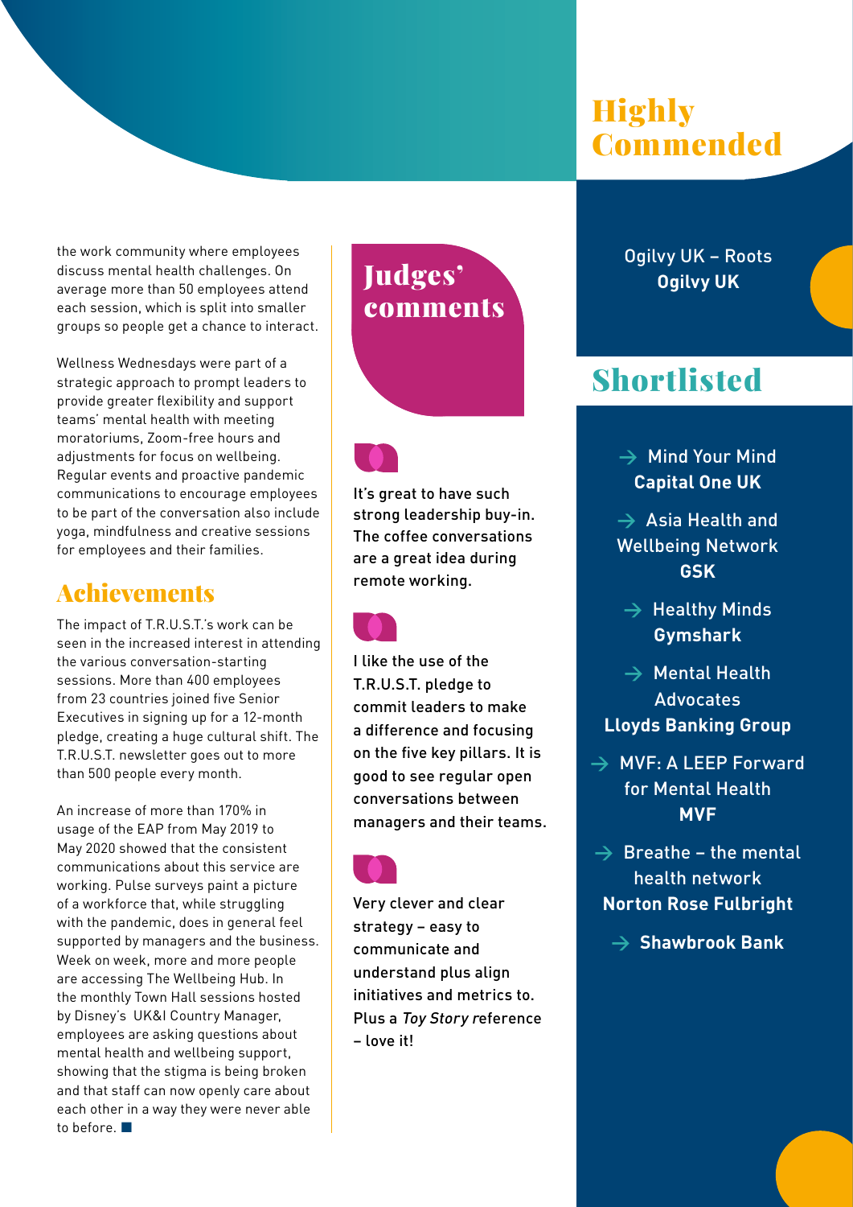the work community where employees discuss mental health challenges. On average more than 50 employees attend each session, which is split into smaller groups so people get a chance to interact.

Wellness Wednesdays were part of a strategic approach to prompt leaders to provide greater flexibility and support teams' mental health with meeting moratoriums, Zoom-free hours and adjustments for focus on wellbeing. Regular events and proactive pandemic communications to encourage employees to be part of the conversation also include yoga, mindfulness and creative sessions for employees and their families.

## Achievements

The impact of T.R.U.S.T.'s work can be seen in the increased interest in attending the various conversation-starting sessions. More than 400 employees from 23 countries joined five Senior Executives in signing up for a 12-month pledge, creating a huge cultural shift. The T.R.U.S.T. newsletter goes out to more than 500 people every month.

An increase of more than 170% in usage of the EAP from May 2019 to May 2020 showed that the consistent communications about this service are working. Pulse surveys paint a picture of a workforce that, while struggling with the pandemic, does in general feel supported by managers and the business. Week on week, more and more people are accessing The Wellbeing Hub. In the monthly Town Hall sessions hosted by Disney's UK&I Country Manager, employees are asking questions about mental health and wellbeing support, showing that the stigma is being broken and that staff can now openly care about each other in a way they were never able to before. ■

## Judges' comments

It's great to have such strong leadership buy-in. The coffee conversations are a great idea during remote working.

I like the use of the T.R.U.S.T. pledge to commit leaders to make a difference and focusing on the five key pillars. It is good to see regular open conversations between managers and their teams.

Very clever and clear strategy – easy to communicate and understand plus align initiatives and metrics to. Plus a *Toy Story* reference – love it!

## Highly Commended

Ogilvy UK – Roots
**Ogilvy UK**

## Shortlisted

→ Mind Your Mind
**Capital One UK**

→ Asia Health and Wellbeing Network
**GSK**

→ Healthy Minds
**Gymshark**

→ Mental Health Advocates
**Lloyds Banking Group**

→ MVF: A LEEP Forward for Mental Health
**MVF**

→ Breathe – the mental health network
**Norton Rose Fulbright**

→ **Shawbrook Bank**